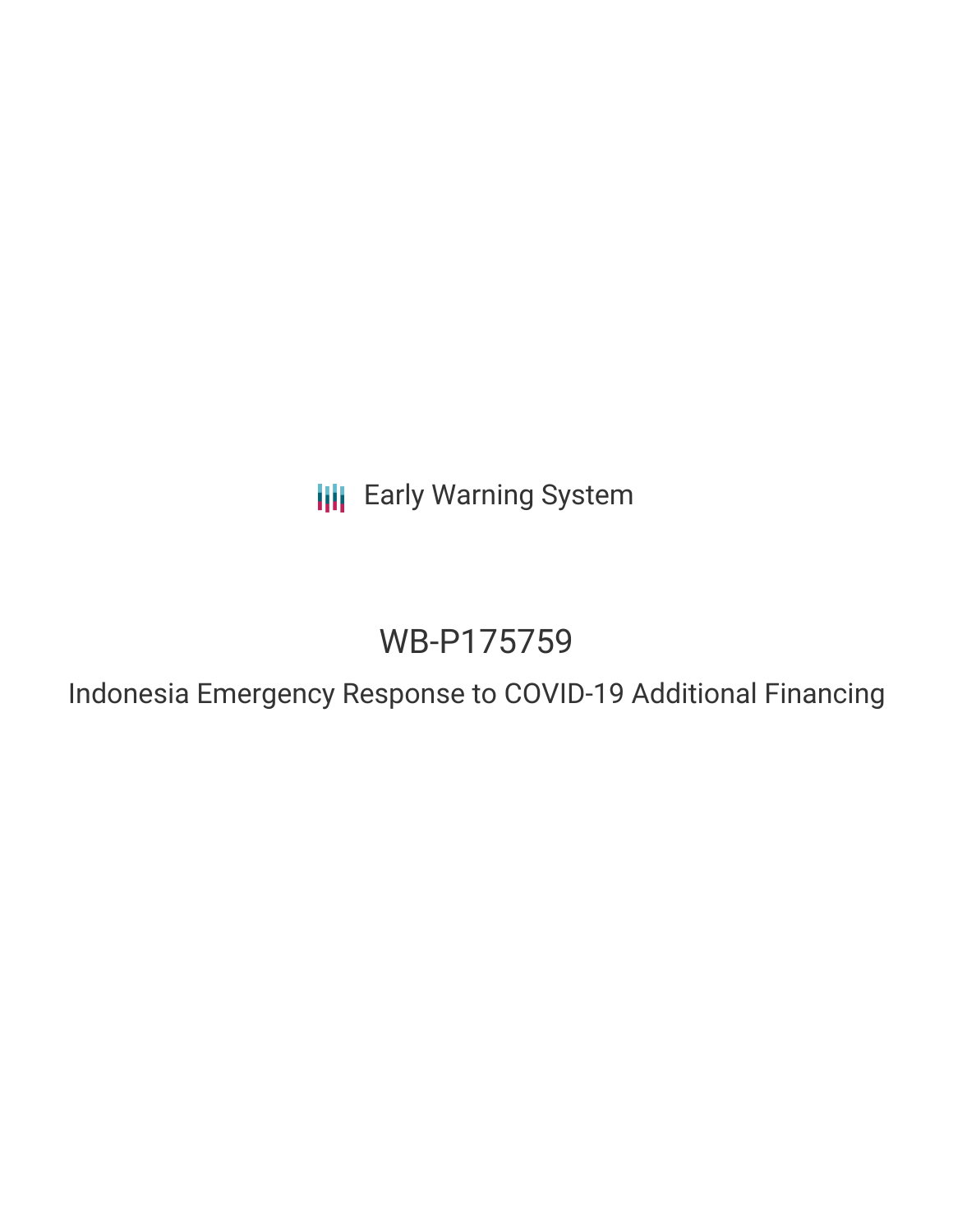Early Warning System

# WB-P175759

## Indonesia Emergency Response to COVID-19 Additional Financing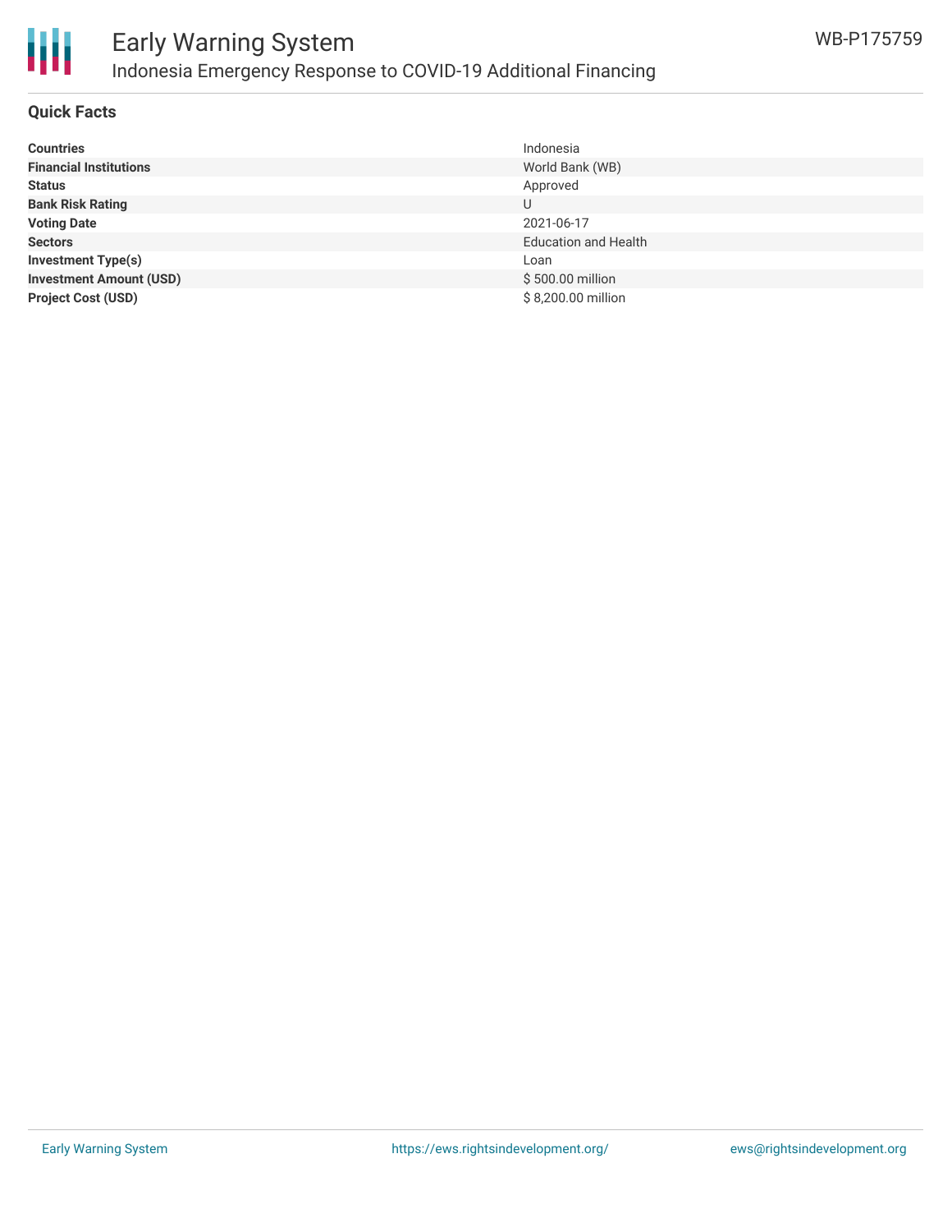# Early Warning System

## Indonesia Emergency Response to COVID-19 Additional Financing

WB-P175759

### Quick Facts

| | |
|---|---|
| **Countries** | Indonesia |
| **Financial Institutions** | World Bank (WB) |
| **Status** | Approved |
| **Bank Risk Rating** | U |
| **Voting Date** | 2021-06-17 |
| **Sectors** | Education and Health |
| **Investment Type(s)** | Loan |
| **Investment Amount (USD)** | $ 500.00 million |
| **Project Cost (USD)** | $ 8,200.00 million |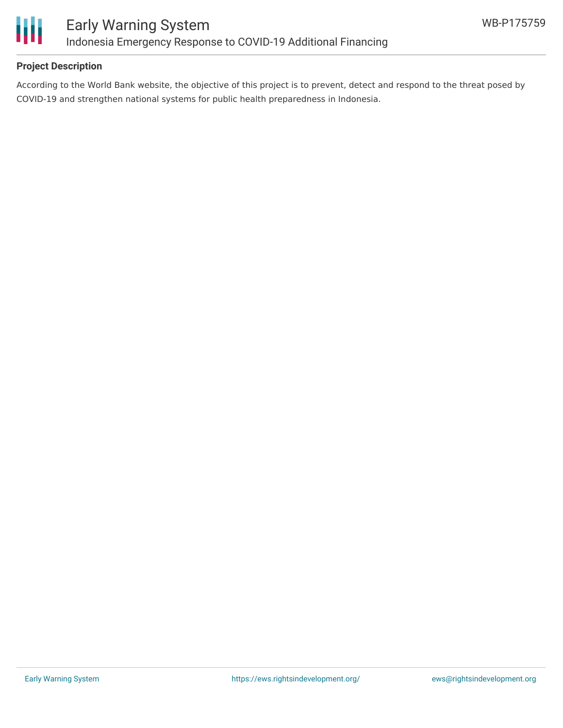## Project Description

According to the World Bank website, the objective of this project is to prevent, detect and respond to the threat posed by COVID-19 and strengthen national systems for public health preparedness in Indonesia.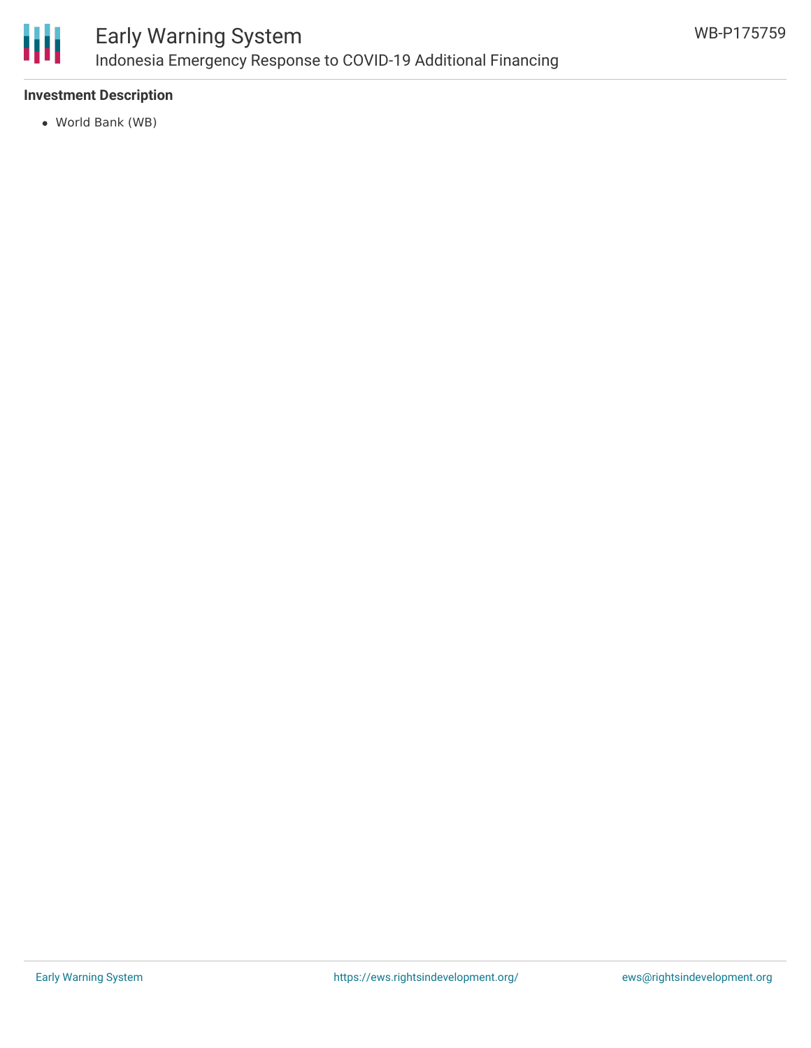**Investment Description**

- World Bank (WB)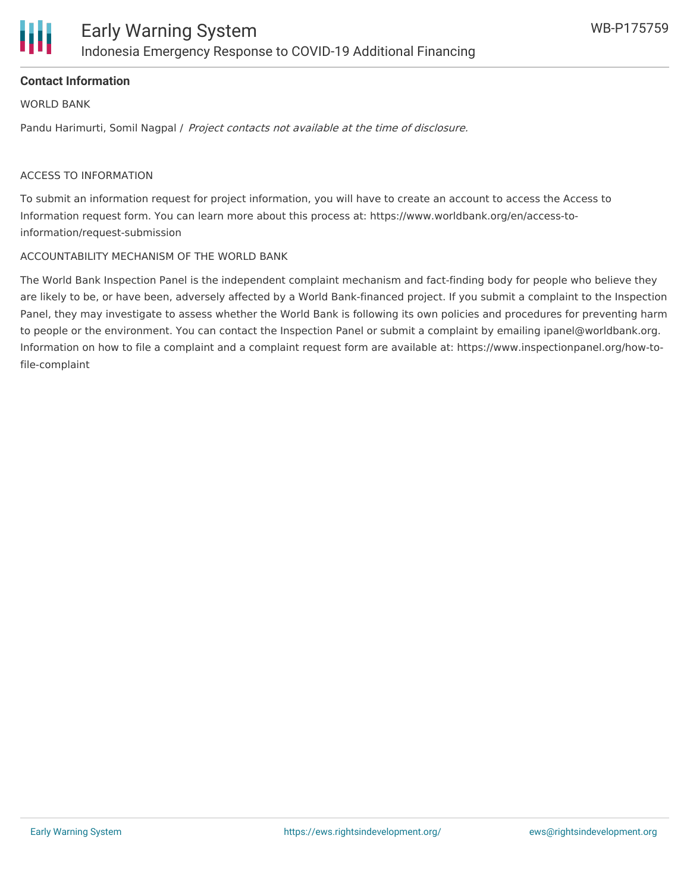### Contact Information

WORLD BANK

Pandu Harimurti, Somil Nagpal / *Project contacts not available at the time of disclosure.*

ACCESS TO INFORMATION

To submit an information request for project information, you will have to create an account to access the Access to Information request form. You can learn more about this process at: https://www.worldbank.org/en/access-to-information/request-submission

ACCOUNTABILITY MECHANISM OF THE WORLD BANK

The World Bank Inspection Panel is the independent complaint mechanism and fact-finding body for people who believe they are likely to be, or have been, adversely affected by a World Bank-financed project. If you submit a complaint to the Inspection Panel, they may investigate to assess whether the World Bank is following its own policies and procedures for preventing harm to people or the environment. You can contact the Inspection Panel or submit a complaint by emailing ipanel@worldbank.org. Information on how to file a complaint and a complaint request form are available at: https://www.inspectionpanel.org/how-to-file-complaint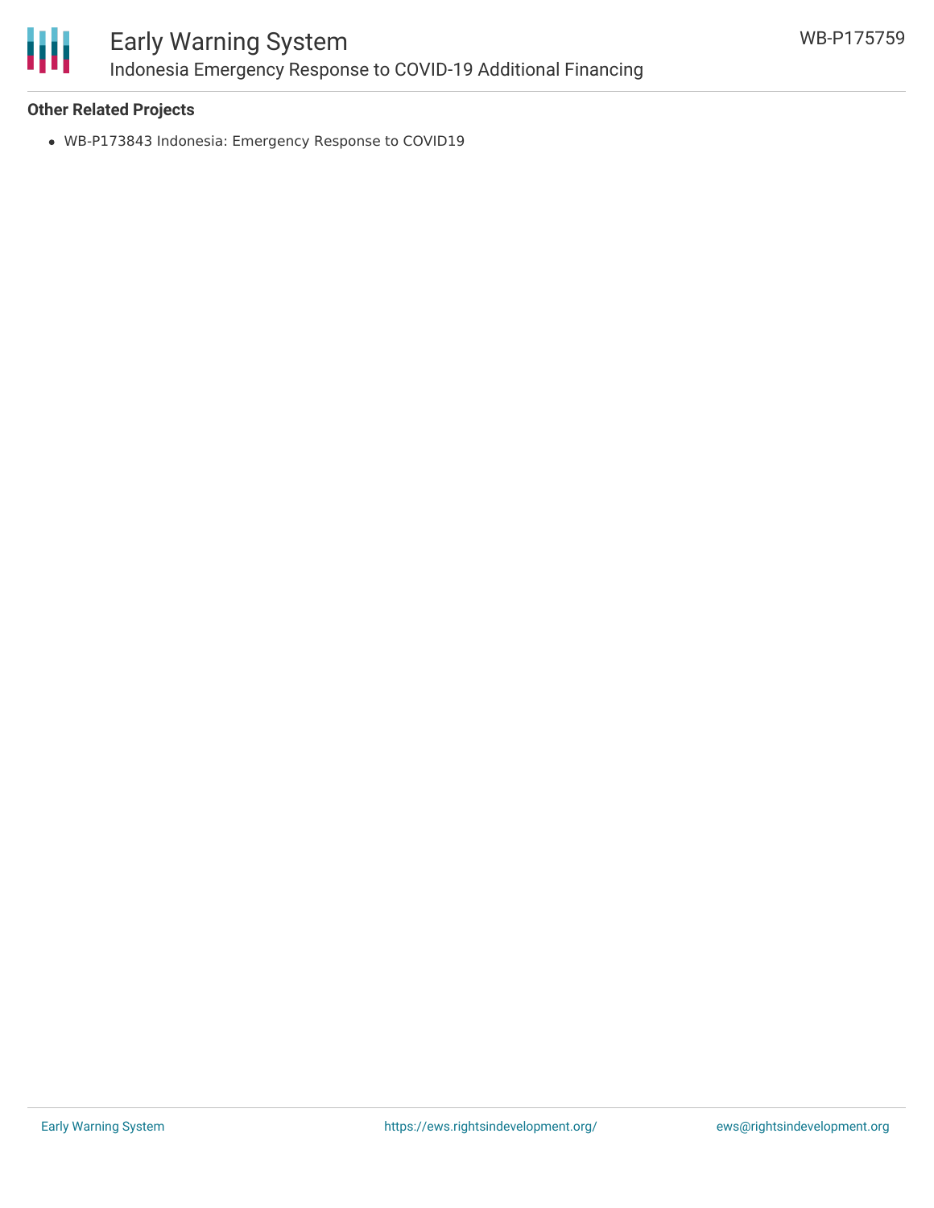**Other Related Projects**

- WB-P173843 Indonesia: Emergency Response to COVID19